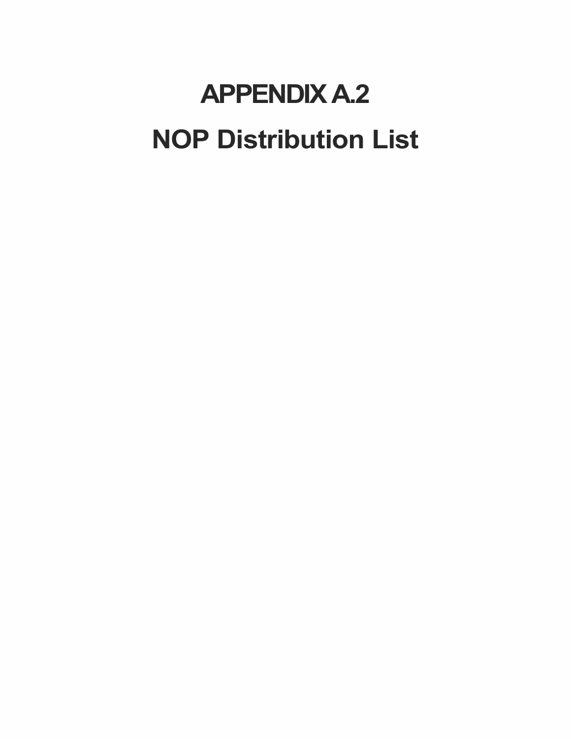# APPENDIX A.2

# NOP Distribution List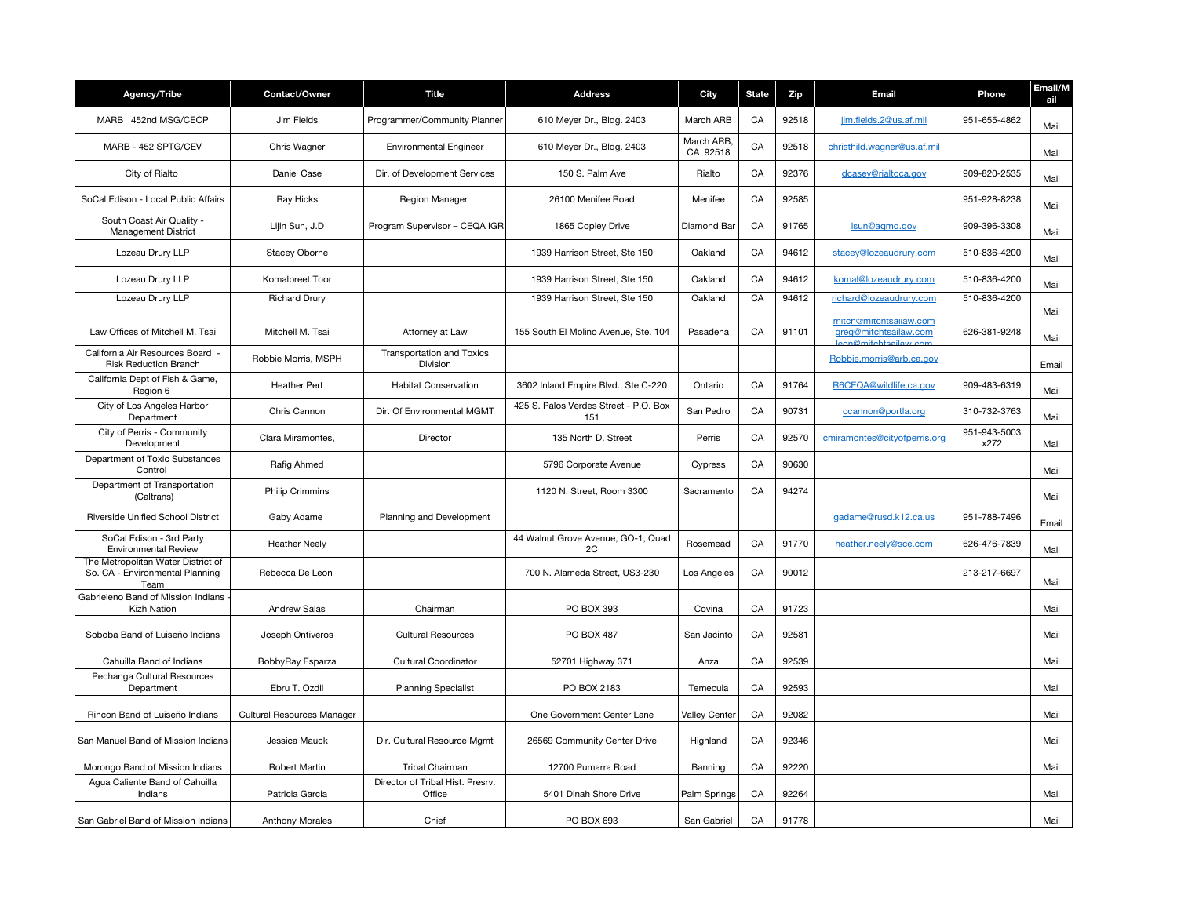| Agency/Tribe | Contact/Owner | Title | Address | City | State | Zip | Email | Phone | Email/Mail |
|---|---|---|---|---|---|---|---|---|---|
| MARB 452nd MSG/CECP | Jim Fields | Programmer/Community Planner | 610 Meyer Dr., Bldg. 2403 | March ARB | CA | 92518 | jim.fields.2@us.af.mil | 951-655-4862 | Mail |
| MARB - 452 SPTG/CEV | Chris Wagner | Environmental Engineer | 610 Meyer Dr., Bldg. 2403 | March ARB, CA 92518 | CA | 92518 | christhild.wagner@us.af.mil | | Mail |
| City of Rialto | Daniel Case | Dir. of Development Services | 150 S. Palm Ave | Rialto | CA | 92376 | dcasey@rialtoca.gov | 909-820-2535 | Mail |
| SoCal Edison - Local Public Affairs | Ray Hicks | Region Manager | 26100 Menifee Road | Menifee | CA | 92585 | | 951-928-8238 | Mail |
| South Coast Air Quality - Management District | Lijin Sun, J.D | Program Supervisor – CEQA IGR | 1865 Copley Drive | Diamond Bar | CA | 91765 | lsun@aqmd.gov | 909-396-3308 | Mail |
| Lozeau Drury LLP | Stacey Oborne | | 1939 Harrison Street, Ste 150 | Oakland | CA | 94612 | stacey@lozeaudrury.com | 510-836-4200 | Mail |
| Lozeau Drury LLP | Komalpreet Toor | | 1939 Harrison Street, Ste 150 | Oakland | CA | 94612 | komal@lozeaudrury.com | 510-836-4200 | Mail |
| Lozeau Drury LLP | Richard Drury | | 1939 Harrison Street, Ste 150 | Oakland | CA | 94612 | richard@lozeaudrury.com | 510-836-4200 | Mail |
| Law Offices of Mitchell M. Tsai | Mitchell M. Tsai | Attorney at Law | 155 South El Molino Avenue, Ste. 104 | Pasadena | CA | 91101 | mitch@mitchtsailaw.com greg@mitchtsailaw.com leon@mitchtsailaw.com | 626-381-9248 | Mail |
| California Air Resources Board - Risk Reduction Branch | Robbie Morris, MSPH | Transportation and Toxics Division | | | | | Robbie.morris@arb.ca.gov | | Email |
| California Dept of Fish & Game, Region 6 | Heather Pert | Habitat Conservation | 3602 Inland Empire Blvd., Ste C-220 | Ontario | CA | 91764 | R6CEQA@wildlife.ca.gov | 909-483-6319 | Mail |
| City of Los Angeles Harbor Department | Chris Cannon | Dir. Of Environmental MGMT | 425 S. Palos Verdes Street - P.O. Box 151 | San Pedro | CA | 90731 | ccannon@portla.org | 310-732-3763 | Mail |
| City of Perris - Community Development | Clara Miramontes, | Director | 135 North D. Street | Perris | CA | 92570 | cmiramontes@cityofperris.org | 951-943-5003 x272 | Mail |
| Department of Toxic Substances Control | Rafig Ahmed | | 5796 Corporate Avenue | Cypress | CA | 90630 | | | Mail |
| Department of Transportation (Caltrans) | Philip Crimmins | | 1120 N. Street, Room 3300 | Sacramento | CA | 94274 | | | Mail |
| Riverside Unified School District | Gaby Adame | Planning and Development | | | | | gadame@rusd.k12.ca.us | 951-788-7496 | Email |
| SoCal Edison - 3rd Party Environmental Review | Heather Neely | | 44 Walnut Grove Avenue, GO-1, Quad 2C | Rosemead | CA | 91770 | heather.neely@sce.com | 626-476-7839 | Mail |
| The Metropolitan Water District of So. CA - Environmental Planning Team | Rebecca De Leon | | 700 N. Alameda Street, US3-230 | Los Angeles | CA | 90012 | | 213-217-6697 | Mail |
| Gabrieleno Band of Mission Indians - Kizh Nation | Andrew Salas | Chairman | PO BOX 393 | Covina | CA | 91723 | | | Mail |
| Soboba Band of Luiseño Indians | Joseph Ontiveros | Cultural Resources | PO BOX 487 | San Jacinto | CA | 92581 | | | Mail |
| Cahuilla Band of Indians | BobbyRay Esparza | Cultural Coordinator | 52701 Highway 371 | Anza | CA | 92539 | | | Mail |
| Pechanga Cultural Resources Department | Ebru T. Ozdil | Planning Specialist | PO BOX 2183 | Temecula | CA | 92593 | | | Mail |
| Rincon Band of Luiseño Indians | Cultural Resources Manager | | One Government Center Lane | Valley Center | CA | 92082 | | | Mail |
| San Manuel Band of Mission Indians | Jessica Mauck | Dir. Cultural Resource Mgmt | 26569 Community Center Drive | Highland | CA | 92346 | | | Mail |
| Morongo Band of Mission Indians | Robert Martin | Tribal Chairman | 12700 Pumarra Road | Banning | CA | 92220 | | | Mail |
| Agua Caliente Band of Cahuilla Indians | Patricia Garcia | Director of Tribal Hist. Presrv. Office | 5401 Dinah Shore Drive | Palm Springs | CA | 92264 | | | Mail |
| San Gabriel Band of Mission Indians | Anthony Morales | Chief | PO BOX 693 | San Gabriel | CA | 91778 | | | Mail |